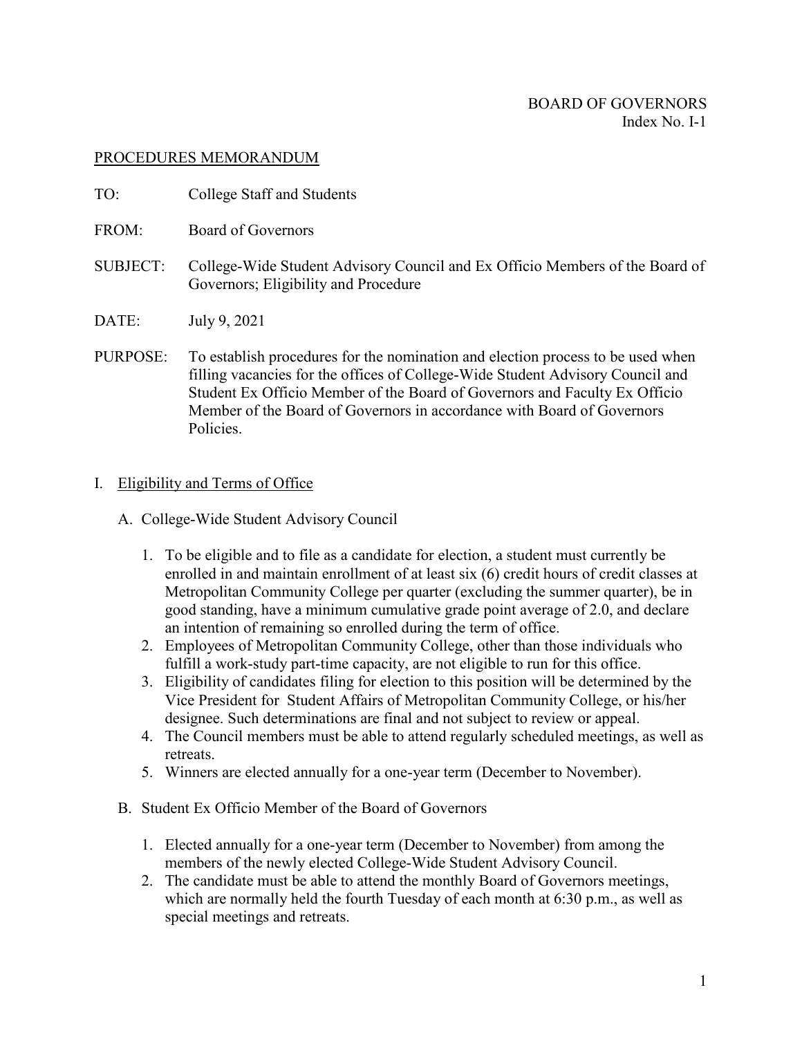BOARD OF GOVERNORS
Index No. I-1

PROCEDURES MEMORANDUM

TO: College Staff and Students

FROM: Board of Governors

SUBJECT: College-Wide Student Advisory Council and Ex Officio Members of the Board of Governors; Eligibility and Procedure

DATE: July 9, 2021

PURPOSE: To establish procedures for the nomination and election process to be used when filling vacancies for the offices of College-Wide Student Advisory Council and Student Ex Officio Member of the Board of Governors and Faculty Ex Officio Member of the Board of Governors in accordance with Board of Governors Policies.

## I. Eligibility and Terms of Office

### A. College-Wide Student Advisory Council

1. To be eligible and to file as a candidate for election, a student must currently be enrolled in and maintain enrollment of at least six (6) credit hours of credit classes at Metropolitan Community College per quarter (excluding the summer quarter), be in good standing, have a minimum cumulative grade point average of 2.0, and declare an intention of remaining so enrolled during the term of office.
2. Employees of Metropolitan Community College, other than those individuals who fulfill a work-study part-time capacity, are not eligible to run for this office.
3. Eligibility of candidates filing for election to this position will be determined by the Vice President for Student Affairs of Metropolitan Community College, or his/her designee. Such determinations are final and not subject to review or appeal.
4. The Council members must be able to attend regularly scheduled meetings, as well as retreats.
5. Winners are elected annually for a one-year term (December to November).

### B. Student Ex Officio Member of the Board of Governors

1. Elected annually for a one-year term (December to November) from among the members of the newly elected College-Wide Student Advisory Council.
2. The candidate must be able to attend the monthly Board of Governors meetings, which are normally held the fourth Tuesday of each month at 6:30 p.m., as well as special meetings and retreats.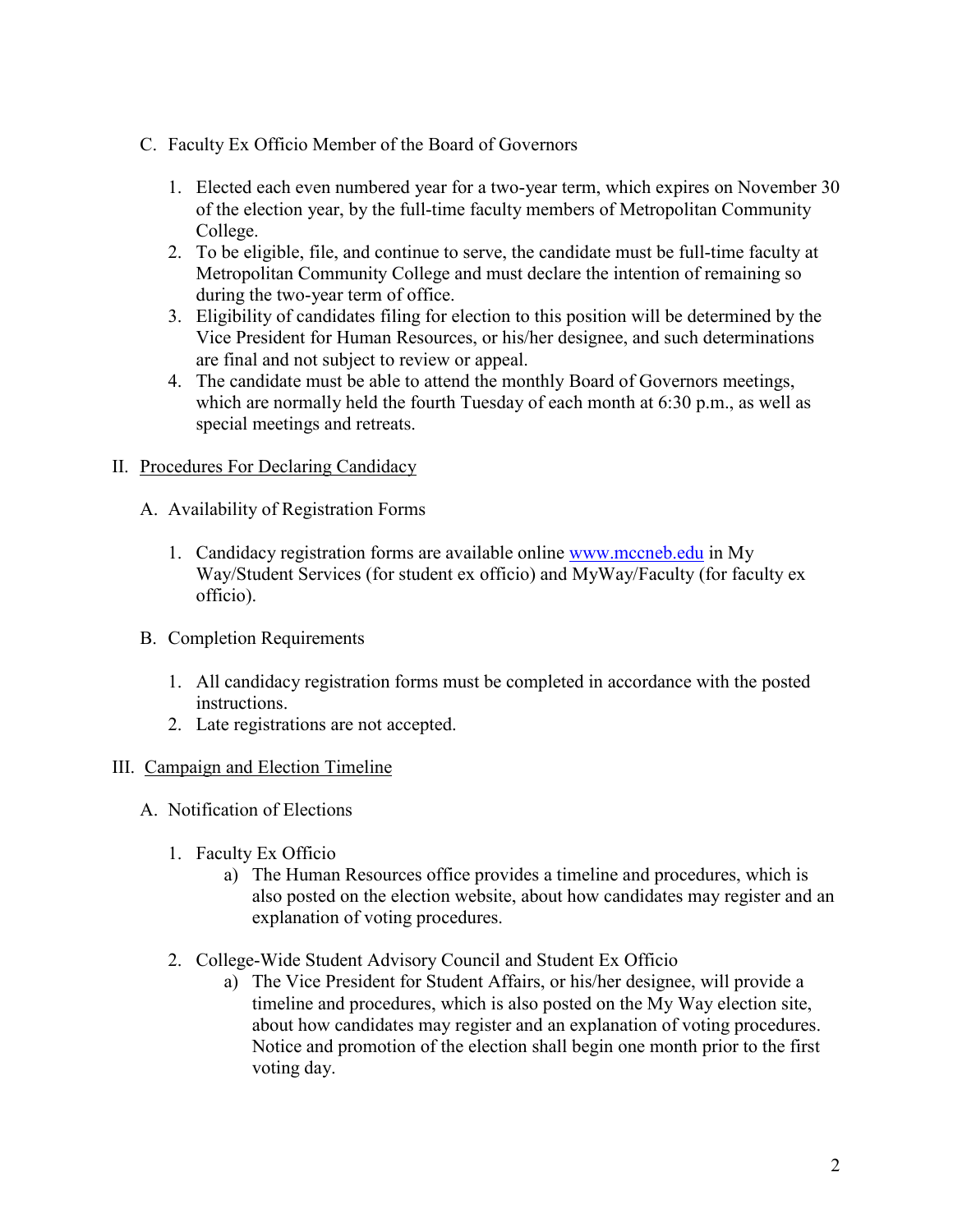C. Faculty Ex Officio Member of the Board of Governors

1. Elected each even numbered year for a two-year term, which expires on November 30 of the election year, by the full-time faculty members of Metropolitan Community College.
2. To be eligible, file, and continue to serve, the candidate must be full-time faculty at Metropolitan Community College and must declare the intention of remaining so during the two-year term of office.
3. Eligibility of candidates filing for election to this position will be determined by the Vice President for Human Resources, or his/her designee, and such determinations are final and not subject to review or appeal.
4. The candidate must be able to attend the monthly Board of Governors meetings, which are normally held the fourth Tuesday of each month at 6:30 p.m., as well as special meetings and retreats.

## II. Procedures For Declaring Candidacy

A. Availability of Registration Forms

1. Candidacy registration forms are available online [www.mccneb.edu](http://www.mccneb.edu) in My Way/Student Services (for student ex officio) and MyWay/Faculty (for faculty ex officio).

B. Completion Requirements

1. All candidacy registration forms must be completed in accordance with the posted instructions.
2. Late registrations are not accepted.

## III. Campaign and Election Timeline

A. Notification of Elections

1. Faculty Ex Officio
   a) The Human Resources office provides a timeline and procedures, which is also posted on the election website, about how candidates may register and an explanation of voting procedures.

2. College-Wide Student Advisory Council and Student Ex Officio
   a) The Vice President for Student Affairs, or his/her designee, will provide a timeline and procedures, which is also posted on the My Way election site, about how candidates may register and an explanation of voting procedures. Notice and promotion of the election shall begin one month prior to the first voting day.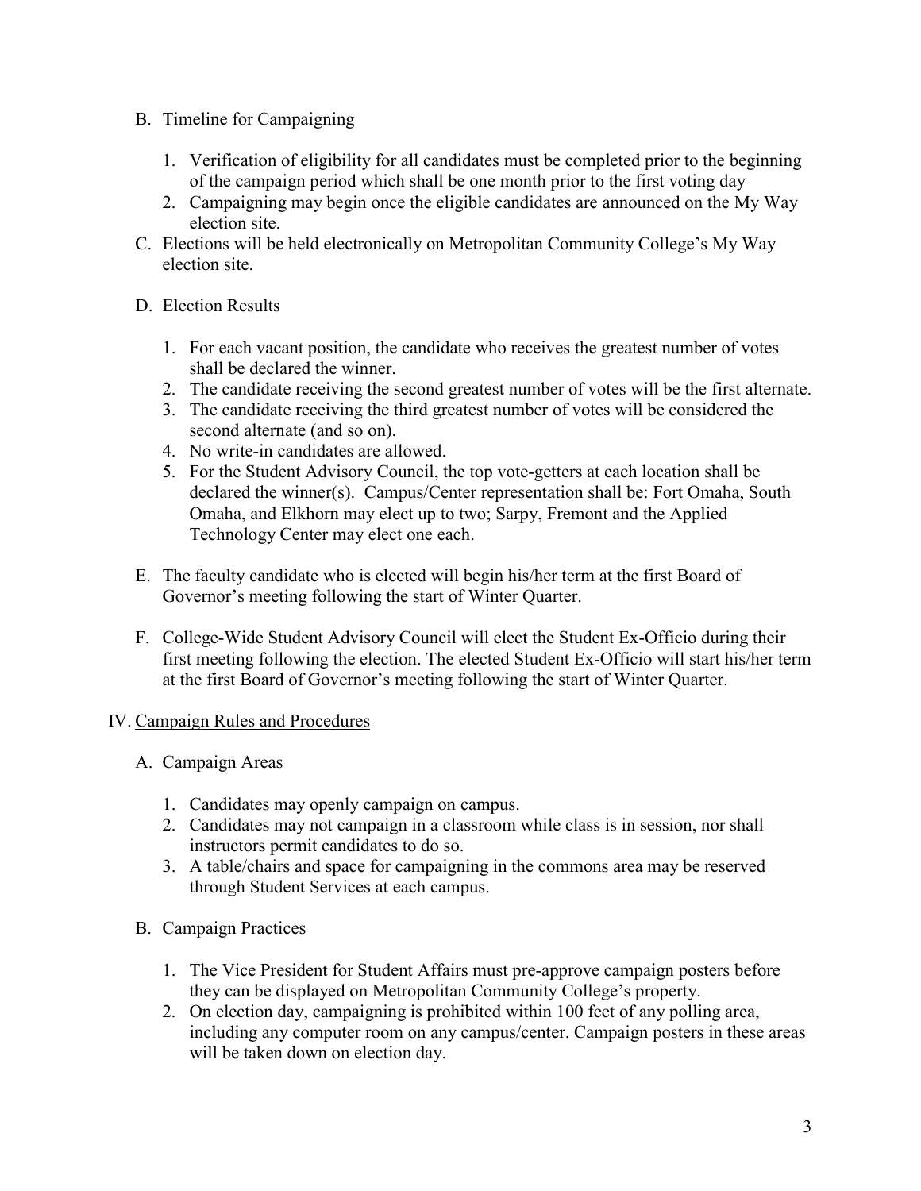B. Timeline for Campaigning

   1. Verification of eligibility for all candidates must be completed prior to the beginning of the campaign period which shall be one month prior to the first voting day
   2. Campaigning may begin once the eligible candidates are announced on the My Way election site.

C. Elections will be held electronically on Metropolitan Community College's My Way election site.

D. Election Results

   1. For each vacant position, the candidate who receives the greatest number of votes shall be declared the winner.
   2. The candidate receiving the second greatest number of votes will be the first alternate.
   3. The candidate receiving the third greatest number of votes will be considered the second alternate (and so on).
   4. No write-in candidates are allowed.
   5. For the Student Advisory Council, the top vote-getters at each location shall be declared the winner(s). Campus/Center representation shall be: Fort Omaha, South Omaha, and Elkhorn may elect up to two; Sarpy, Fremont and the Applied Technology Center may elect one each.

E. The faculty candidate who is elected will begin his/her term at the first Board of Governor's meeting following the start of Winter Quarter.

F. College-Wide Student Advisory Council will elect the Student Ex-Officio during their first meeting following the election. The elected Student Ex-Officio will start his/her term at the first Board of Governor's meeting following the start of Winter Quarter.

## IV. Campaign Rules and Procedures

A. Campaign Areas

   1. Candidates may openly campaign on campus.
   2. Candidates may not campaign in a classroom while class is in session, nor shall instructors permit candidates to do so.
   3. A table/chairs and space for campaigning in the commons area may be reserved through Student Services at each campus.

B. Campaign Practices

   1. The Vice President for Student Affairs must pre-approve campaign posters before they can be displayed on Metropolitan Community College's property.
   2. On election day, campaigning is prohibited within 100 feet of any polling area, including any computer room on any campus/center. Campaign posters in these areas will be taken down on election day.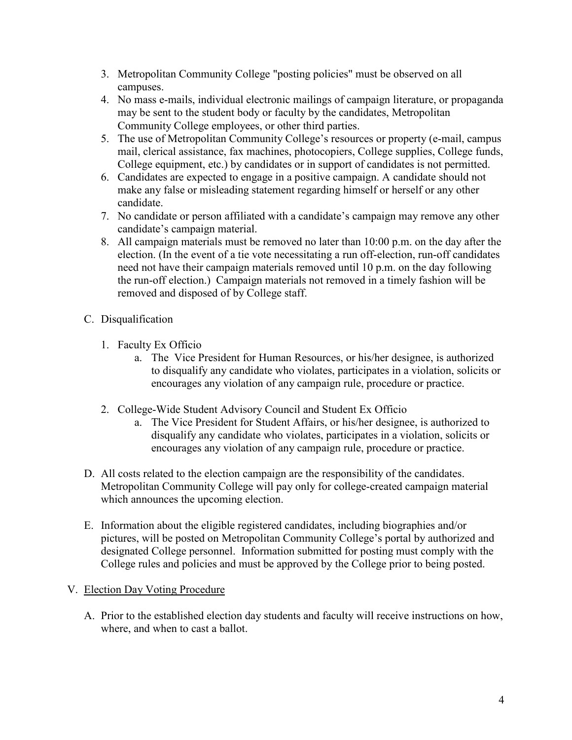3. Metropolitan Community College "posting policies" must be observed on all campuses.
4. No mass e-mails, individual electronic mailings of campaign literature, or propaganda may be sent to the student body or faculty by the candidates, Metropolitan Community College employees, or other third parties.
5. The use of Metropolitan Community College's resources or property (e-mail, campus mail, clerical assistance, fax machines, photocopiers, College supplies, College funds, College equipment, etc.) by candidates or in support of candidates is not permitted.
6. Candidates are expected to engage in a positive campaign. A candidate should not make any false or misleading statement regarding himself or herself or any other candidate.
7. No candidate or person affiliated with a candidate's campaign may remove any other candidate's campaign material.
8. All campaign materials must be removed no later than 10:00 p.m. on the day after the election. (In the event of a tie vote necessitating a run off-election, run-off candidates need not have their campaign materials removed until 10 p.m. on the day following the run-off election.) Campaign materials not removed in a timely fashion will be removed and disposed of by College staff.

C. Disqualification

1. Faculty Ex Officio
    a. The Vice President for Human Resources, or his/her designee, is authorized to disqualify any candidate who violates, participates in a violation, solicits or encourages any violation of any campaign rule, procedure or practice.

2. College-Wide Student Advisory Council and Student Ex Officio
    a. The Vice President for Student Affairs, or his/her designee, is authorized to disqualify any candidate who violates, participates in a violation, solicits or encourages any violation of any campaign rule, procedure or practice.

D. All costs related to the election campaign are the responsibility of the candidates. Metropolitan Community College will pay only for college-created campaign material which announces the upcoming election.

E. Information about the eligible registered candidates, including biographies and/or pictures, will be posted on Metropolitan Community College's portal by authorized and designated College personnel. Information submitted for posting must comply with the College rules and policies and must be approved by the College prior to being posted.

V. Election Day Voting Procedure

A. Prior to the established election day students and faculty will receive instructions on how, where, and when to cast a ballot.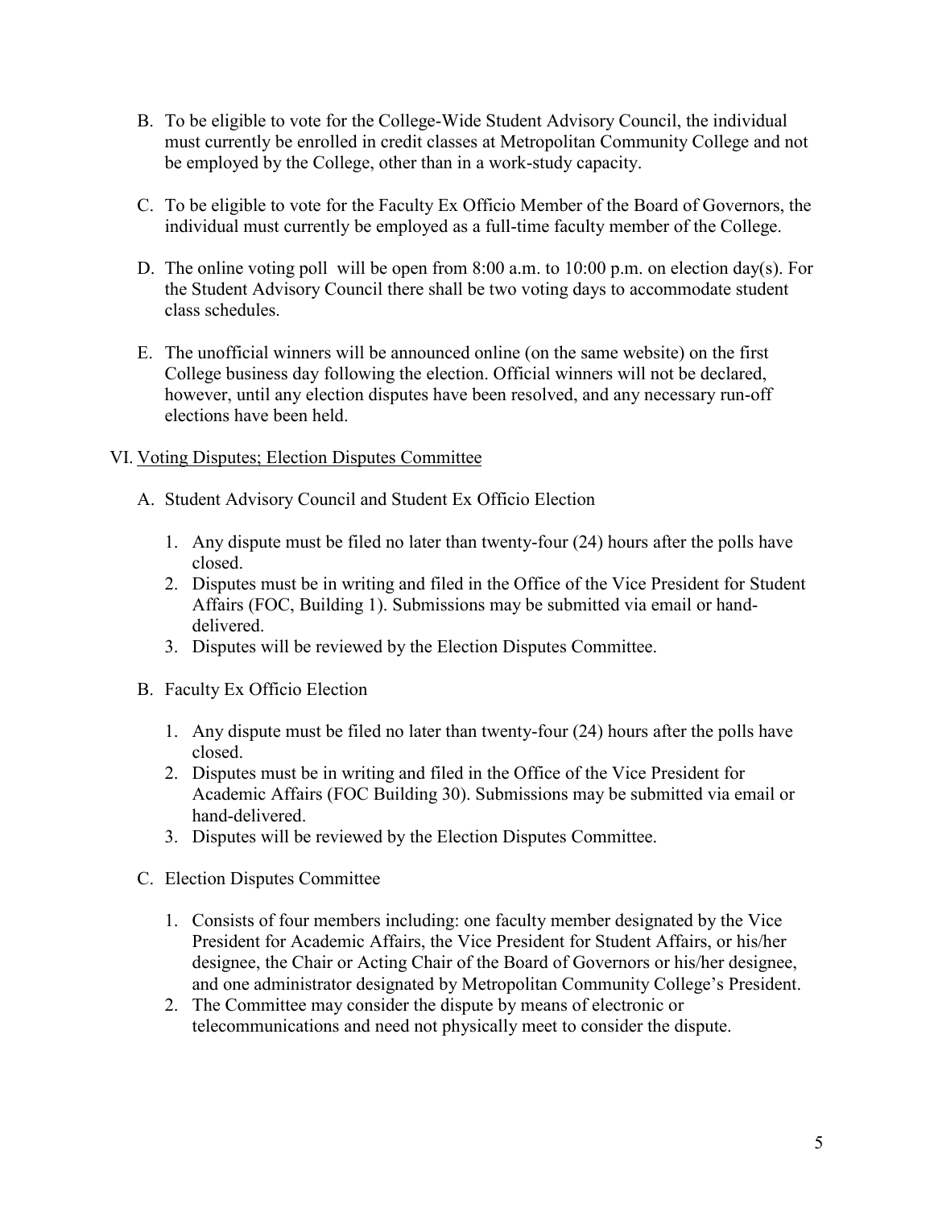B. To be eligible to vote for the College-Wide Student Advisory Council, the individual must currently be enrolled in credit classes at Metropolitan Community College and not be employed by the College, other than in a work-study capacity.

C. To be eligible to vote for the Faculty Ex Officio Member of the Board of Governors, the individual must currently be employed as a full-time faculty member of the College.

D. The online voting poll will be open from 8:00 a.m. to 10:00 p.m. on election day(s). For the Student Advisory Council there shall be two voting days to accommodate student class schedules.

E. The unofficial winners will be announced online (on the same website) on the first College business day following the election. Official winners will not be declared, however, until any election disputes have been resolved, and any necessary run-off elections have been held.

VI. <u>Voting Disputes; Election Disputes Committee</u>

A. Student Advisory Council and Student Ex Officio Election

1. Any dispute must be filed no later than twenty-four (24) hours after the polls have closed.
2. Disputes must be in writing and filed in the Office of the Vice President for Student Affairs (FOC, Building 1). Submissions may be submitted via email or hand-delivered.
3. Disputes will be reviewed by the Election Disputes Committee.

B. Faculty Ex Officio Election

1. Any dispute must be filed no later than twenty-four (24) hours after the polls have closed.
2. Disputes must be in writing and filed in the Office of the Vice President for Academic Affairs (FOC Building 30). Submissions may be submitted via email or hand-delivered.
3. Disputes will be reviewed by the Election Disputes Committee.

C. Election Disputes Committee

1. Consists of four members including: one faculty member designated by the Vice President for Academic Affairs, the Vice President for Student Affairs, or his/her designee, the Chair or Acting Chair of the Board of Governors or his/her designee, and one administrator designated by Metropolitan Community College's President.
2. The Committee may consider the dispute by means of electronic or telecommunications and need not physically meet to consider the dispute.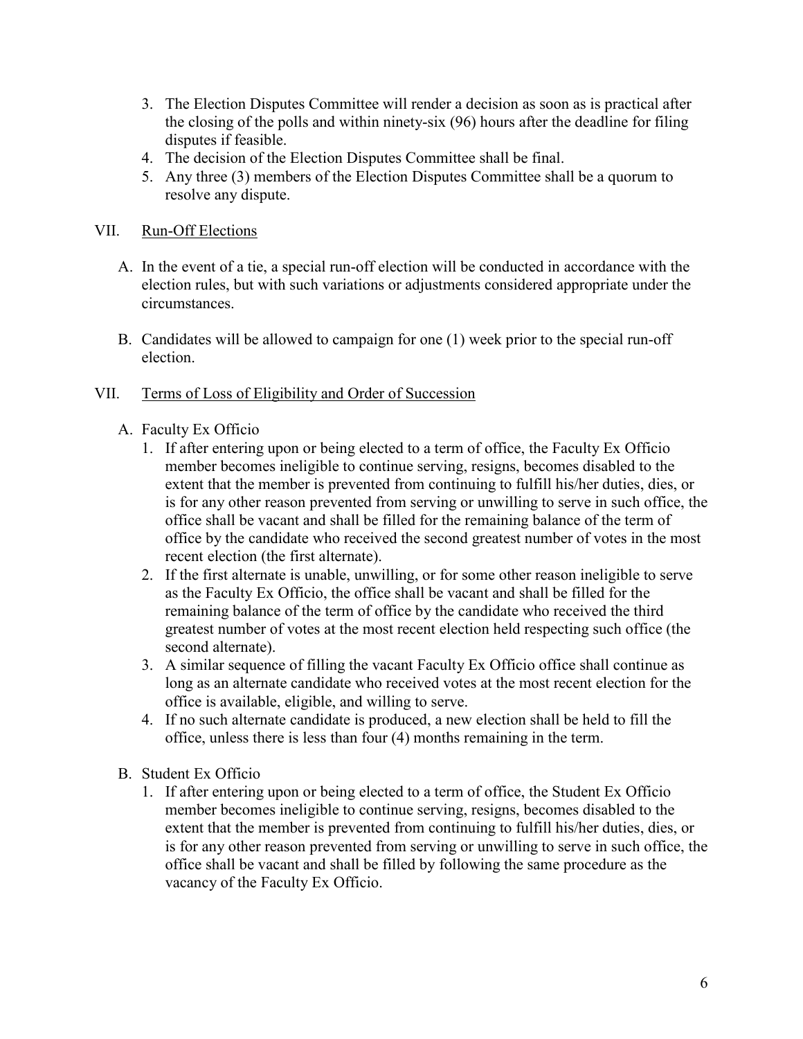3. The Election Disputes Committee will render a decision as soon as is practical after the closing of the polls and within ninety-six (96) hours after the deadline for filing disputes if feasible.
4. The decision of the Election Disputes Committee shall be final.
5. Any three (3) members of the Election Disputes Committee shall be a quorum to resolve any dispute.

## VII. Run-Off Elections

A. In the event of a tie, a special run-off election will be conducted in accordance with the election rules, but with such variations or adjustments considered appropriate under the circumstances.

B. Candidates will be allowed to campaign for one (1) week prior to the special run-off election.

## VII. Terms of Loss of Eligibility and Order of Succession

A. Faculty Ex Officio
1. If after entering upon or being elected to a term of office, the Faculty Ex Officio member becomes ineligible to continue serving, resigns, becomes disabled to the extent that the member is prevented from continuing to fulfill his/her duties, dies, or is for any other reason prevented from serving or unwilling to serve in such office, the office shall be vacant and shall be filled for the remaining balance of the term of office by the candidate who received the second greatest number of votes in the most recent election (the first alternate).
2. If the first alternate is unable, unwilling, or for some other reason ineligible to serve as the Faculty Ex Officio, the office shall be vacant and shall be filled for the remaining balance of the term of office by the candidate who received the third greatest number of votes at the most recent election held respecting such office (the second alternate).
3. A similar sequence of filling the vacant Faculty Ex Officio office shall continue as long as an alternate candidate who received votes at the most recent election for the office is available, eligible, and willing to serve.
4. If no such alternate candidate is produced, a new election shall be held to fill the office, unless there is less than four (4) months remaining in the term.

B. Student Ex Officio
1. If after entering upon or being elected to a term of office, the Student Ex Officio member becomes ineligible to continue serving, resigns, becomes disabled to the extent that the member is prevented from continuing to fulfill his/her duties, dies, or is for any other reason prevented from serving or unwilling to serve in such office, the office shall be vacant and shall be filled by following the same procedure as the vacancy of the Faculty Ex Officio.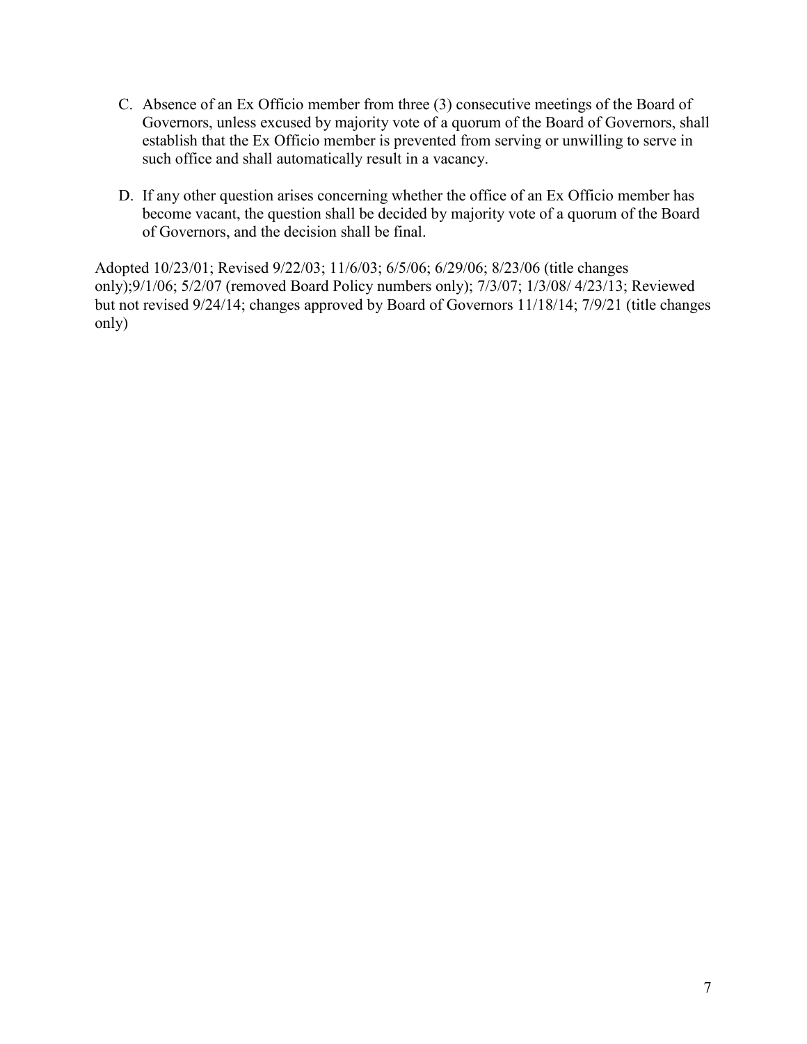C. Absence of an Ex Officio member from three (3) consecutive meetings of the Board of Governors, unless excused by majority vote of a quorum of the Board of Governors, shall establish that the Ex Officio member is prevented from serving or unwilling to serve in such office and shall automatically result in a vacancy.

D. If any other question arises concerning whether the office of an Ex Officio member has become vacant, the question shall be decided by majority vote of a quorum of the Board of Governors, and the decision shall be final.

Adopted 10/23/01; Revised 9/22/03; 11/6/03; 6/5/06; 6/29/06; 8/23/06 (title changes only);9/1/06; 5/2/07 (removed Board Policy numbers only); 7/3/07; 1/3/08/ 4/23/13; Reviewed but not revised 9/24/14; changes approved by Board of Governors 11/18/14; 7/9/21 (title changes only)